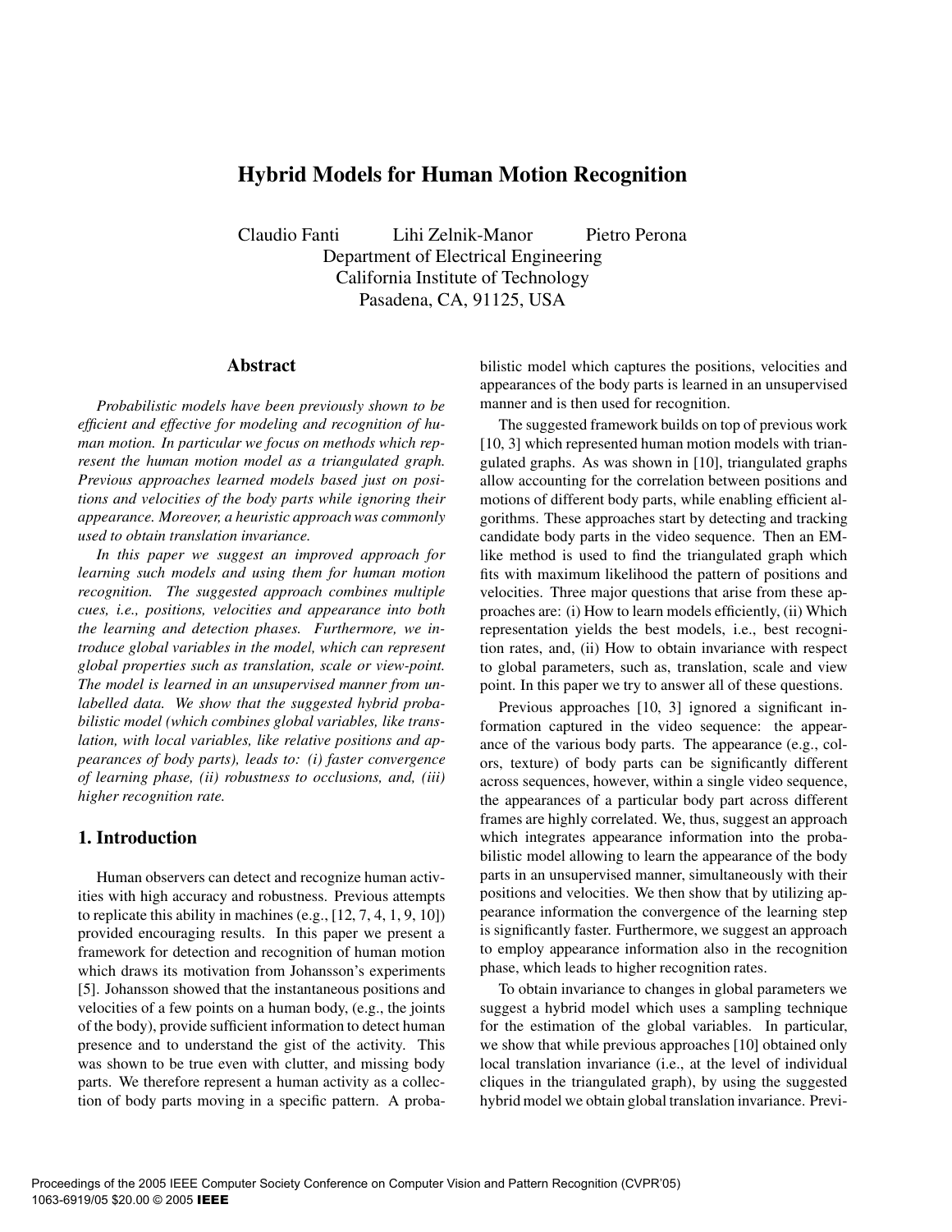# Hybrid Models for Human Motion Recognition

Claudio Fanti Lihi Zelnik-Manor Pietro Perona
Department of Electrical Engineering
California Institute of Technology
Pasadena, CA, 91125, USA

## Abstract

*Probabilistic models have been previously shown to be efficient and effective for modeling and recognition of human motion. In particular we focus on methods which represent the human motion model as a triangulated graph. Previous approaches learned models based just on positions and velocities of the body parts while ignoring their appearance. Moreover, a heuristic approach was commonly used to obtain translation invariance.*

*In this paper we suggest an improved approach for learning such models and using them for human motion recognition. The suggested approach combines multiple cues, i.e., positions, velocities and appearance into both the learning and detection phases. Furthermore, we introduce global variables in the model, which can represent global properties such as translation, scale or view-point. The model is learned in an unsupervised manner from unlabelled data. We show that the suggested hybrid probabilistic model (which combines global variables, like translation, with local variables, like relative positions and appearances of body parts), leads to: (i) faster convergence of learning phase, (ii) robustness to occlusions, and, (iii) higher recognition rate.*

## 1. Introduction

Human observers can detect and recognize human activities with high accuracy and robustness. Previous attempts to replicate this ability in machines (e.g., [12, 7, 4, 1, 9, 10]) provided encouraging results. In this paper we present a framework for detection and recognition of human motion which draws its motivation from Johansson's experiments [5]. Johansson showed that the instantaneous positions and velocities of a few points on a human body, (e.g., the joints of the body), provide sufficient information to detect human presence and to understand the gist of the activity. This was shown to be true even with clutter, and missing body parts. We therefore represent a human activity as a collection of body parts moving in a specific pattern. A probabilistic model which captures the positions, velocities and appearances of the body parts is learned in an unsupervised manner and is then used for recognition.

The suggested framework builds on top of previous work [10, 3] which represented human motion models with triangulated graphs. As was shown in [10], triangulated graphs allow accounting for the correlation between positions and motions of different body parts, while enabling efficient algorithms. These approaches start by detecting and tracking candidate body parts in the video sequence. Then an EM-like method is used to find the triangulated graph which fits with maximum likelihood the pattern of positions and velocities. Three major questions that arise from these approaches are: (i) How to learn models efficiently, (ii) Which representation yields the best models, i.e., best recognition rates, and, (ii) How to obtain invariance with respect to global parameters, such as, translation, scale and view point. In this paper we try to answer all of these questions.

Previous approaches [10, 3] ignored a significant information captured in the video sequence: the appearance of the various body parts. The appearance (e.g., colors, texture) of body parts can be significantly different across sequences, however, within a single video sequence, the appearances of a particular body part across different frames are highly correlated. We, thus, suggest an approach which integrates appearance information into the probabilistic model allowing to learn the appearance of the body parts in an unsupervised manner, simultaneously with their positions and velocities. We then show that by utilizing appearance information the convergence of the learning step is significantly faster. Furthermore, we suggest an approach to employ appearance information also in the recognition phase, which leads to higher recognition rates.

To obtain invariance to changes in global parameters we suggest a hybrid model which uses a sampling technique for the estimation of the global variables. In particular, we show that while previous approaches [10] obtained only local translation invariance (i.e., at the level of individual cliques in the triangulated graph), by using the suggested hybrid model we obtain global translation invariance. Previ-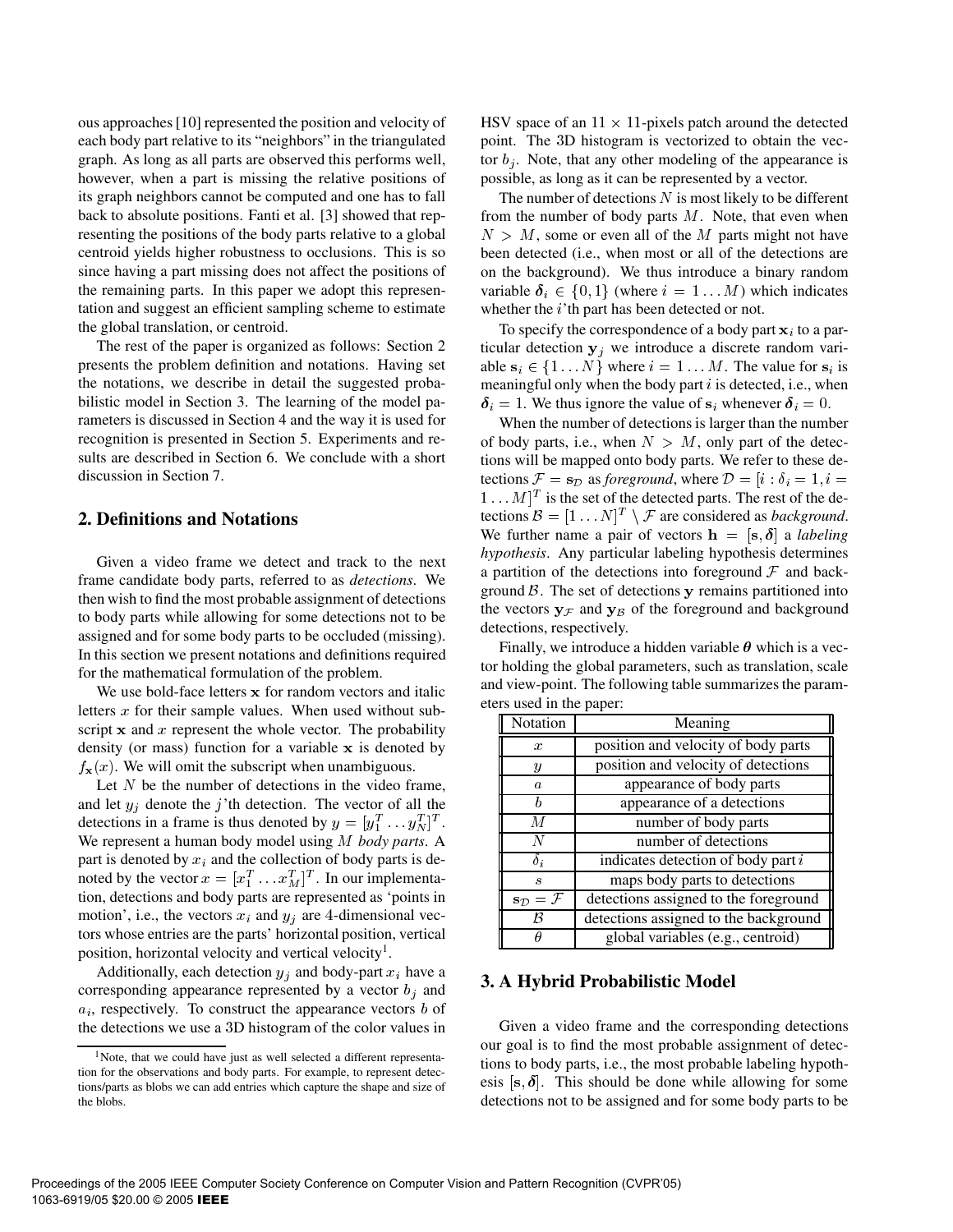ous approaches [10] represented the position and velocity of each body part relative to its "neighbors" in the triangulated graph. As long as all parts are observed this performs well, however, when a part is missing the relative positions of its graph neighbors cannot be computed and one has to fall back to absolute positions. Fanti et al. [3] showed that representing the positions of the body parts relative to a global centroid yields higher robustness to occlusions. This is so since having a part missing does not affect the positions of the remaining parts. In this paper we adopt this representation and suggest an efficient sampling scheme to estimate the global translation, or centroid.

The rest of the paper is organized as follows: Section 2 presents the problem definition and notations. Having set the notations, we describe in detail the suggested probabilistic model in Section 3. The learning of the model parameters is discussed in Section 4 and the way it is used for recognition is presented in Section 5. Experiments and results are described in Section 6. We conclude with a short discussion in Section 7.

## 2. Definitions and Notations

Given a video frame we detect and track to the next frame candidate body parts, referred to as *detections*. We then wish to find the most probable assignment of detections to body parts while allowing for some detections not to be assigned and for some body parts to be occluded (missing). In this section we present notations and definitions required for the mathematical formulation of the problem.

We use bold-face letters $\mathbf{x}$ for random vectors and italic letters $x$ for their sample values. When used without subscript $\mathbf{x}$ and $x$ represent the whole vector. The probability density (or mass) function for a variable $\mathbf{x}$ is denoted by $f_{\mathbf{x}}(x)$. We will omit the subscript when unambiguous.

Let $N$ be the number of detections in the video frame, and let $y_j$ denote the $j$'th detection. The vector of all the detections in a frame is thus denoted by $y = [y_1^T \dots y_N^T]^T$. We represent a human body model using $M$ *body parts*. A part is denoted by $x_i$ and the collection of body parts is denoted by the vector $x = [x_1^T \dots x_M^T]^T$. In our implementation, detections and body parts are represented as 'points in motion', i.e., the vectors $x_i$ and $y_j$ are 4-dimensional vectors whose entries are the parts' horizontal position, vertical position, horizontal velocity and vertical velocity[1].

Additionally, each detection $y_j$ and body-part $x_i$ have a corresponding appearance represented by a vector $b_j$ and $a_i$, respectively. To construct the appearance vectors $b$ of the detections we use a 3D histogram of the color values in HSV space of an $11 \times 11$-pixels patch around the detected point. The 3D histogram is vectorized to obtain the vector $b_j$. Note, that any other modeling of the appearance is possible, as long as it can be represented by a vector.

The number of detections $N$ is most likely to be different from the number of body parts $M$. Note, that even when $N > M$, some or even all of the $M$ parts might not have been detected (i.e., when most or all of the detections are on the background). We thus introduce a binary random variable $\boldsymbol{\delta}_i \in \{0, 1\}$ (where $i = 1 \dots M$) which indicates whether the $i$'th part has been detected or not.

To specify the correspondence of a body part $\mathbf{x}_i$ to a particular detection $\mathbf{y}_j$ we introduce a discrete random variable $\mathbf{s}_i \in \{1 \dots N\}$ where $i = 1 \dots M$. The value for $\mathbf{s}_i$ is meaningful only when the body part $i$ is detected, i.e., when $\boldsymbol{\delta}_i = 1$. We thus ignore the value of $\mathbf{s}_i$ whenever $\boldsymbol{\delta}_i = 0$.

When the number of detections is larger than the number of body parts, i.e., when $N > M$, only part of the detections will be mapped onto body parts. We refer to these detections $\mathcal{F} = \mathbf{s}_{\mathcal{D}}$ as *foreground*, where $\mathcal{D} = [i : \delta_i = 1, i = 1 \dots M]^T$ is the set of the detected parts. The rest of the detections $\mathcal{B} = [1 \dots N]^T \setminus \mathcal{F}$ are considered as *background*. We further name a pair of vectors $\mathbf{h} = [\mathbf{s}, \boldsymbol{\delta}]$ a *labeling hypothesis*. Any particular labeling hypothesis determines a partition of the detections into foreground $\mathcal{F}$ and background $\mathcal{B}$. The set of detections $\mathbf{y}$ remains partitioned into the vectors $\mathbf{y}_{\mathcal{F}}$ and $\mathbf{y}_{\mathcal{B}}$ of the foreground and background detections, respectively.

Finally, we introduce a hidden variable $\boldsymbol{\theta}$ which is a vector holding the global parameters, such as translation, scale and view-point. The following table summarizes the parameters used in the paper:

| Notation | Meaning |
|---|---|
| $x$ | position and velocity of body parts |
| $y$ | position and velocity of detections |
| $a$ | appearance of body parts |
| $b$ | appearance of a detections |
| $M$ | number of body parts |
| $N$ | number of detections |
| $\delta_i$ | indicates detection of body part $i$ |
| $s$ | maps body parts to detections |
| $\mathbf{s}_{\mathcal{D}} = \mathcal{F}$ | detections assigned to the foreground |
| $\mathcal{B}$ | detections assigned to the background |
| $\theta$ | global variables (e.g., centroid) |

## 3. A Hybrid Probabilistic Model

Given a video frame and the corresponding detections our goal is to find the most probable assignment of detections to body parts, i.e., the most probable labeling hypothesis $[\mathbf{s}, \boldsymbol{\delta}]$. This should be done while allowing for some detections not to be assigned and for some body parts to be

[1] Note, that we could have just as well selected a different representation for the observations and body parts. For example, to represent detections/parts as blobs we can add entries which capture the shape and size of the blobs.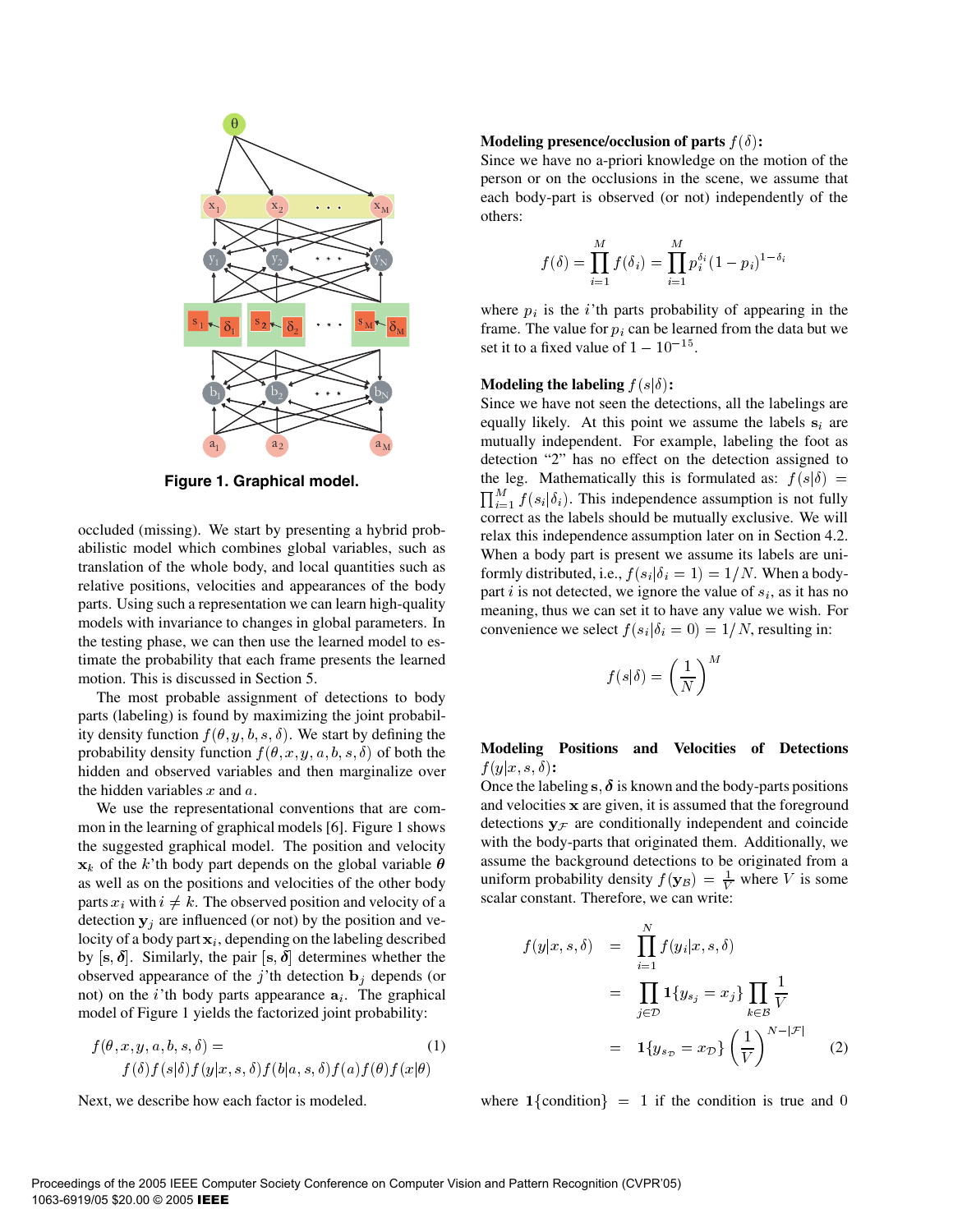Figure 1. Graphical model.

occluded (missing). We start by presenting a hybrid probabilistic model which combines global variables, such as translation of the whole body, and local quantities such as relative positions, velocities and appearances of the body parts. Using such a representation we can learn high-quality models with invariance to changes in global parameters. In the testing phase, we can then use the learned model to estimate the probability that each frame presents the learned motion. This is discussed in Section 5.

The most probable assignment of detections to body parts (labeling) is found by maximizing the joint probability density function $f(\theta, y, b, s, \delta)$. We start by defining the probability density function $f(\theta, x, y, a, b, s, \delta)$ of both the hidden and observed variables and then marginalize over the hidden variables $x$ and $a$.

We use the representational conventions that are common in the learning of graphical models [6]. Figure 1 shows the suggested graphical model. The position and velocity $\mathbf{x}_k$ of the $k$'th body part depends on the global variable $\boldsymbol{\theta}$ as well as on the positions and velocities of the other body parts $x_i$ with $i \neq k$. The observed position and velocity of a detection $\mathbf{y}_j$ are influenced (or not) by the position and velocity of a body part $\mathbf{x}_i$, depending on the labeling described by $[\mathbf{s}, \boldsymbol{\delta}]$. Similarly, the pair $[\mathbf{s}, \boldsymbol{\delta}]$ determines whether the observed appearance of the $j$'th detection $\mathbf{b}_j$ depends (or not) on the $i$'th body parts appearance $\mathbf{a}_i$. The graphical model of Figure 1 yields the factorized joint probability:

$$f(\theta, x, y, a, b, s, \delta) = f(\delta) f(s|\delta) f(y|x, s, \delta) f(b|a, s, \delta) f(a) f(\theta) f(x|\theta) \tag{1}$$

Next, we describe how each factor is modeled.

**Modeling presence/occlusion of parts $f(\delta)$:**
Since we have no a-priori knowledge on the motion of the person or on the occlusions in the scene, we assume that each body-part is observed (or not) independently of the others:

$$f(\delta) = \prod_{i=1}^{M} f(\delta_i) = \prod_{i=1}^{M} p_i^{\delta_i} (1 - p_i)^{1-\delta_i}$$

where $p_i$ is the $i$'th parts probability of appearing in the frame. The value for $p_i$ can be learned from the data but we set it to a fixed value of $1 - 10^{-15}$.

**Modeling the labeling $f(s|\delta)$:**
Since we have not seen the detections, all the labelings are equally likely. At this point we assume the labels $\mathbf{s}_i$ are mutually independent. For example, labeling the foot as detection "2" has no effect on the detection assigned to the leg. Mathematically this is formulated as: $f(s|\delta) = \prod_{i=1}^{M} f(s_i|\delta_i)$. This independence assumption is not fully correct as the labels should be mutually exclusive. We will relax this independence assumption later on in Section 4.2. When a body part is present we assume its labels are uniformly distributed, i.e., $f(s_i|\delta_i = 1) = 1/N$. When a body-part $i$ is not detected, we ignore the value of $s_i$, as it has no meaning, thus we can set it to have any value we wish. For convenience we select $f(s_i|\delta_i = 0) = 1/N$, resulting in:

$$f(s|\delta) = \left(\frac{1}{N}\right)^{M}$$

**Modeling Positions and Velocities of Detections $f(y|x, s, \delta)$:**
Once the labeling $\mathbf{s}, \boldsymbol{\delta}$ is known and the body-parts positions and velocities $\mathbf{x}$ are given, it is assumed that the foreground detections $\mathbf{y}_{\mathcal{F}}$ are conditionally independent and coincide with the body-parts that originated them. Additionally, we assume the background detections to be originated from a uniform probability density $f(\mathbf{y}_{\mathcal{B}}) = \frac{1}{V}$ where $V$ is some scalar constant. Therefore, we can write:

$$\begin{aligned} f(y|x, s, \delta) &= \prod_{i=1}^{N} f(y_i|x, s, \delta) \\ &= \prod_{j \in \mathcal{D}} \mathbf{1}\{y_{s_j} = x_j\} \prod_{k \in \mathcal{B}} \frac{1}{V} \\ &= \mathbf{1}\{y_{s_{\mathcal{D}}} = x_{\mathcal{D}}\} \left(\frac{1}{V}\right)^{N-|\mathcal{F}|} \end{aligned} \tag{2}$$

where $\mathbf{1}\{\text{condition}\} = 1$ if the condition is true and 0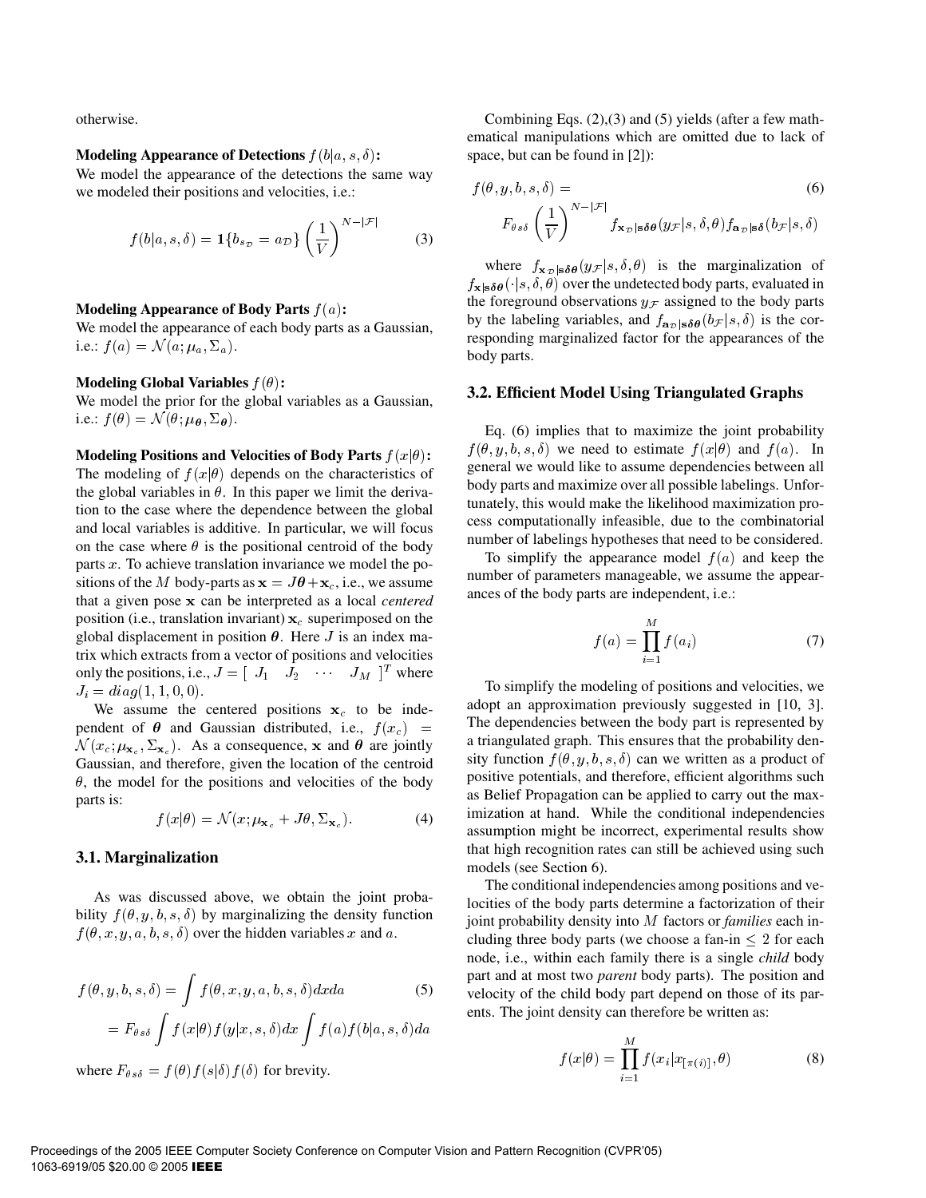otherwise.

**Modeling Appearance of Detections $f(b|a, s, \delta)$:**
We model the appearance of the detections the same way we modeled their positions and velocities, i.e.:

$$f(b|a, s, \delta) = \mathbf{1}\{b_{s_{\mathcal{D}}} = a_{\mathcal{D}}\} \left(\frac{1}{V}\right)^{N-|\mathcal{F}|} \tag{3}$$

**Modeling Appearance of Body Parts $f(a)$:**
We model the appearance of each body parts as a Gaussian, i.e.: $f(a) = \mathcal{N}(a; \mu_a, \Sigma_a)$.

**Modeling Global Variables $f(\theta)$:**
We model the prior for the global variables as a Gaussian, i.e.: $f(\theta) = \mathcal{N}(\theta; \mu_{\boldsymbol{\theta}}, \Sigma_{\boldsymbol{\theta}})$.

**Modeling Positions and Velocities of Body Parts $f(x|\theta)$:**
The modeling of $f(x|\theta)$ depends on the characteristics of the global variables in $\theta$. In this paper we limit the derivation to the case where the dependence between the global and local variables is additive. In particular, we will focus on the case where $\theta$ is the positional centroid of the body parts $x$. To achieve translation invariance we model the positions of the $M$ body-parts as $\mathbf{x} = J\boldsymbol{\theta} + \mathbf{x}_c$, i.e., we assume that a given pose $\mathbf{x}$ can be interpreted as a local *centered* position (i.e., translation invariant) $\mathbf{x}_c$ superimposed on the global displacement in position $\boldsymbol{\theta}$. Here $J$ is an index matrix which extracts from a vector of positions and velocities only the positions, i.e., $J = [\begin{array}{cccc} J_1 & J_2 & \cdots & J_M \end{array}]^T$ where $J_i = diag(1, 1, 0, 0)$.

We assume the centered positions $\mathbf{x}_c$ to be independent of $\boldsymbol{\theta}$ and Gaussian distributed, i.e., $f(x_c) = \mathcal{N}(x_c; \mu_{\mathbf{x}_c}, \Sigma_{\mathbf{x}_c})$. As a consequence, $\mathbf{x}$ and $\boldsymbol{\theta}$ are jointly Gaussian, and therefore, given the location of the centroid $\theta$, the model for the positions and velocities of the body parts is:

$$f(x|\theta) = \mathcal{N}(x; \mu_{\mathbf{x}_c} + J\theta, \Sigma_{\mathbf{x}_c}). \tag{4}$$

### 3.1. Marginalization

As was discussed above, we obtain the joint probability $f(\theta, y, b, s, \delta)$ by marginalizing the density function $f(\theta, x, y, a, b, s, \delta)$ over the hidden variables $x$ and $a$.

$$\begin{aligned} f(\theta, y, b, s, \delta) &= \int f(\theta, x, y, a, b, s, \delta) dx da \qquad (5) \\ &= F_{\theta s \delta} \int f(x|\theta) f(y|x, s, \delta) dx \int f(a) f(b|a, s, \delta) da \end{aligned}$$

where $F_{\theta s \delta} = f(\theta) f(s|\delta) f(\delta)$ for brevity.

Combining Eqs. (2),(3) and (5) yields (after a few mathematical manipulations which are omitted due to lack of space, but can be found in [2]):

$$\begin{aligned} & f(\theta, y, b, s, \delta) = \qquad (6) \\ & F_{\theta s \delta} \left(\frac{1}{V}\right)^{N-|\mathcal{F}|} f_{\mathbf{x}_{\mathcal{D}}|\mathbf{s}\boldsymbol{\delta}\boldsymbol{\theta}}(y_{\mathcal{F}}|s, \delta, \theta) f_{\mathbf{a}_{\mathcal{D}}|\mathbf{s}\boldsymbol{\delta}}(b_{\mathcal{F}}|s, \delta) \end{aligned}$$

where $f_{\mathbf{x}_{\mathcal{D}}|\mathbf{s}\boldsymbol{\delta}\boldsymbol{\theta}}(y_{\mathcal{F}}|s, \delta, \theta)$ is the marginalization of $f_{\mathbf{x}|\mathbf{s}\boldsymbol{\delta}\boldsymbol{\theta}}(\cdot|s, \delta, \theta)$ over the undetected body parts, evaluated in the foreground observations $y_{\mathcal{F}}$ assigned to the body parts by the labeling variables, and $f_{\mathbf{a}_{\mathcal{D}}|\mathbf{s}\boldsymbol{\delta}}(b_{\mathcal{F}}|s, \delta)$ is the corresponding marginalized factor for the appearances of the body parts.

### 3.2. Efficient Model Using Triangulated Graphs

Eq. (6) implies that to maximize the joint probability $f(\theta, y, b, s, \delta)$ we need to estimate $f(x|\theta)$ and $f(a)$. In general we would like to assume dependencies between all body parts and maximize over all possible labelings. Unfortunately, this would make the likelihood maximization process computationally infeasible, due to the combinatorial number of labelings hypotheses that need to be considered.

To simplify the appearance model $f(a)$ and keep the number of parameters manageable, we assume the appearances of the body parts are independent, i.e.:

$$f(a) = \prod_{i=1}^{M} f(a_i) \tag{7}$$

To simplify the modeling of positions and velocities, we adopt an approximation previously suggested in [10, 3]. The dependencies between the body part is represented by a triangulated graph. This ensures that the probability density function $f(\theta, y, b, s, \delta)$ can we written as a product of positive potentials, and therefore, efficient algorithms such as Belief Propagation can be applied to carry out the maximization at hand. While the conditional independencies assumption might be incorrect, experimental results show that high recognition rates can still be achieved using such models (see Section 6).

The conditional independencies among positions and velocities of the body parts determine a factorization of their joint probability density into $M$ factors or *families* each including three body parts (we choose a fan-in $\leq 2$ for each node, i.e., within each family there is a single *child* body part and at most two *parent* body parts). The position and velocity of the child body part depend on those of its parents. The joint density can therefore be written as:

$$f(x|\theta) = \prod_{i=1}^{M} f(x_i|x_{[\pi(i)]}, \theta) \tag{8}$$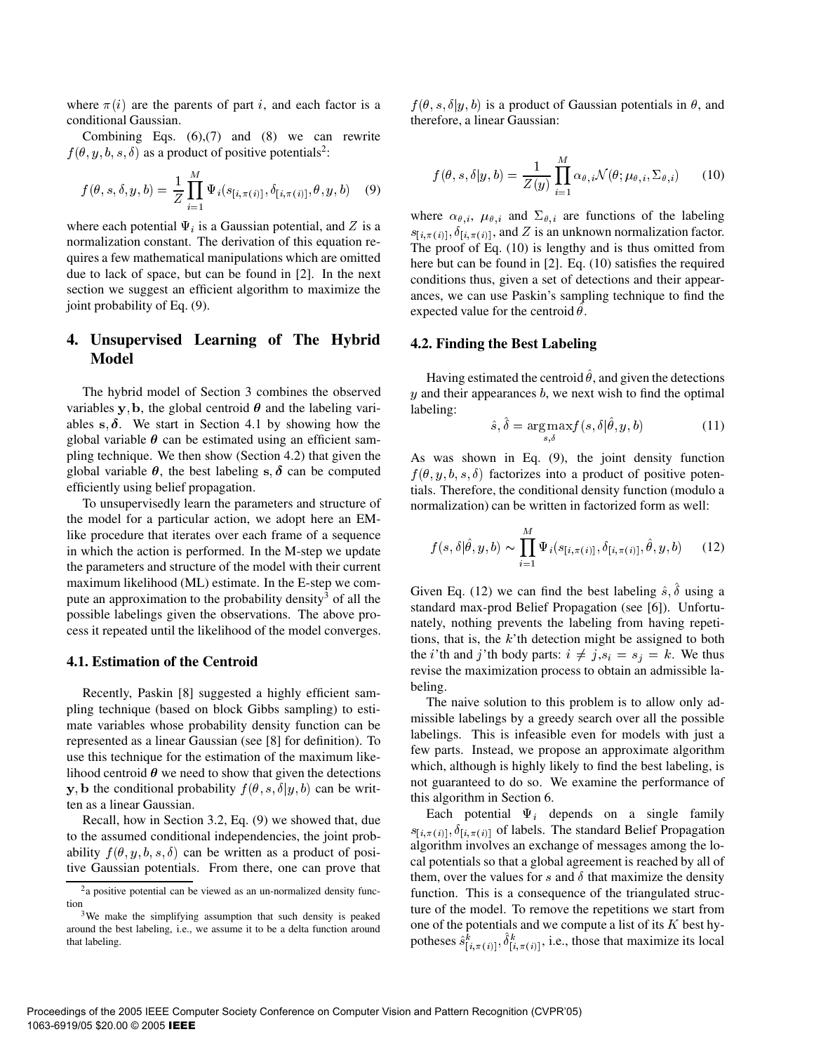where $\pi(i)$ are the parents of part $i$, and each factor is a conditional Gaussian.

Combining Eqs. (6),(7) and (8) we can rewrite $f(\theta, y, b, s, \delta)$ as a product of positive potentials[2]:

$$f(\theta, s, \delta, y, b) = \frac{1}{Z}\prod_{i=1}^{M} \Psi_i(s_{[i,\pi(i)]}, \delta_{[i,\pi(i)]}, \theta, y, b) \quad (9)$$

where each potential $\Psi_i$ is a Gaussian potential, and $Z$ is a normalization constant. The derivation of this equation requires a few mathematical manipulations which are omitted due to lack of space, but can be found in [2]. In the next section we suggest an efficient algorithm to maximize the joint probability of Eq. (9).

## 4. Unsupervised Learning of The Hybrid Model

The hybrid model of Section 3 combines the observed variables $\mathbf{y}, \mathbf{b}$, the global centroid $\boldsymbol{\theta}$ and the labeling variables $\mathbf{s}, \boldsymbol{\delta}$. We start in Section 4.1 by showing how the global variable $\boldsymbol{\theta}$ can be estimated using an efficient sampling technique. We then show (Section 4.2) that given the global variable $\boldsymbol{\theta}$, the best labeling $\mathbf{s}, \boldsymbol{\delta}$ can be computed efficiently using belief propagation.

To unsupervisedly learn the parameters and structure of the model for a particular action, we adopt here an EM-like procedure that iterates over each frame of a sequence in which the action is performed. In the M-step we update the parameters and structure of the model with their current maximum likelihood (ML) estimate. In the E-step we compute an approximation to the probability density[3] of all the possible labelings given the observations. The above process it repeated until the likelihood of the model converges.

### 4.1. Estimation of the Centroid

Recently, Paskin [8] suggested a highly efficient sampling technique (based on block Gibbs sampling) to estimate variables whose probability density function can be represented as a linear Gaussian (see [8] for definition). To use this technique for the estimation of the maximum likelihood centroid $\boldsymbol{\theta}$ we need to show that given the detections $\mathbf{y}, \mathbf{b}$ the conditional probability $f(\theta, s, \delta | y, b)$ can be written as a linear Gaussian.

Recall, how in Section 3.2, Eq. (9) we showed that, due to the assumed conditional independencies, the joint probability $f(\theta, y, b, s, \delta)$ can be written as a product of positive Gaussian potentials. From there, one can prove that $f(\theta, s, \delta | y, b)$ is a product of Gaussian potentials in $\theta$, and therefore, a linear Gaussian:

$$f(\theta, s, \delta | y, b) = \frac{1}{Z(y)}\prod_{i=1}^{M} \alpha_{\theta,i}\mathcal{N}(\theta; \mu_{\theta,i}, \Sigma_{\theta,i}) \quad (10)$$

where $\alpha_{\theta,i}$, $\mu_{\theta,i}$ and $\Sigma_{\theta,i}$ are functions of the labeling $s_{[i,\pi(i)]}, \delta_{[i,\pi(i)]}$, and $Z$ is an unknown normalization factor. The proof of Eq. (10) is lengthy and is thus omitted from here but can be found in [2]. Eq. (10) satisfies the required conditions thus, given a set of detections and their appearances, we can use Paskin's sampling technique to find the expected value for the centroid $\hat{\theta}$.

### 4.2. Finding the Best Labeling

Having estimated the centroid $\hat{\theta}$, and given the detections $y$ and their appearances $b$, we next wish to find the optimal labeling:

$$\hat{s}, \hat{\delta} = \underset{s,\delta}{\arg\max} f(s, \delta | \hat{\theta}, y, b) \quad (11)$$

As was shown in Eq. (9), the joint density function $f(\theta, y, b, s, \delta)$ factorizes into a product of positive potentials. Therefore, the conditional density function (modulo a normalization) can be written in factorized form as well:

$$f(s, \delta | \hat{\theta}, y, b) \sim \prod_{i=1}^{M} \Psi_i(s_{[i,\pi(i)]}, \delta_{[i,\pi(i)]}, \hat{\theta}, y, b) \quad (12)$$

Given Eq. (12) we can find the best labeling $\hat{s}, \hat{\delta}$ using a standard max-prod Belief Propagation (see [6]). Unfortunately, nothing prevents the labeling from having repetitions, that is, the $k$'th detection might be assigned to both the $i$'th and $j$'th body parts: $i \neq j, s_i = s_j = k$. We thus revise the maximization process to obtain an admissible labeling.

The naive solution to this problem is to allow only admissible labelings by a greedy search over all the possible labelings. This is infeasible even for models with just a few parts. Instead, we propose an approximate algorithm which, although is highly likely to find the best labeling, is not guaranteed to do so. We examine the performance of this algorithm in Section 6.

Each potential $\Psi_i$ depends on a single family $s_{[i,\pi(i)]}, \delta_{[i,\pi(i)]}$ of labels. The standard Belief Propagation algorithm involves an exchange of messages among the local potentials so that a global agreement is reached by all of them, over the values for $s$ and $\delta$ that maximize the density function. This is a consequence of the triangulated structure of the model. To remove the repetitions we start from one of the potentials and we compute a list of its $K$ best hypotheses $\hat{s}^k_{[i,\pi(i)]}, \hat{\delta}^k_{[i,\pi(i)]}$, i.e., those that maximize its local

[2] a positive potential can be viewed as an un-normalized density function

[3] We make the simplifying assumption that such density is peaked around the best labeling, i.e., we assume it to be a delta function around that labeling.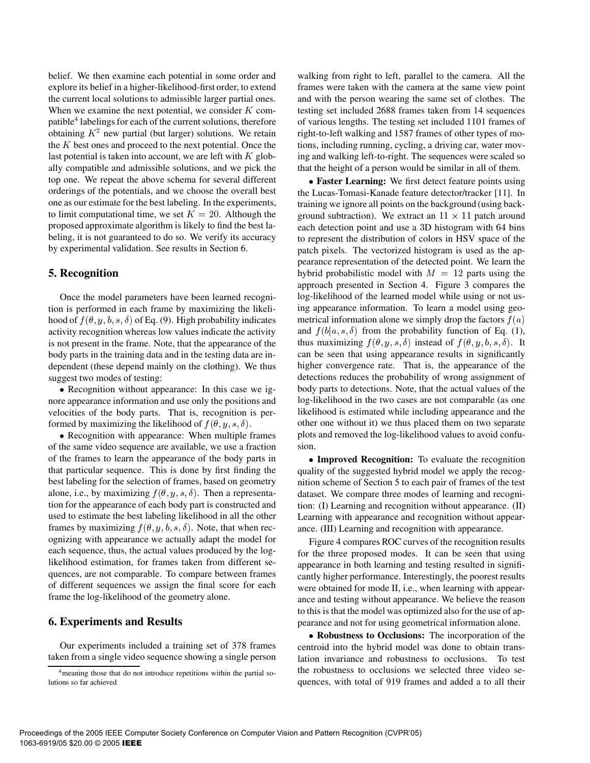belief. We then examine each potential in some order and explore its belief in a higher-likelihood-first order, to extend the current local solutions to admissible larger partial ones. When we examine the next potential, we consider $K$ compatible[4] labelings for each of the current solutions, therefore obtaining $K^2$ new partial (but larger) solutions. We retain the $K$ best ones and proceed to the next potential. Once the last potential is taken into account, we are left with $K$ globally compatible and admissible solutions, and we pick the top one. We repeat the above schema for several different orderings of the potentials, and we choose the overall best one as our estimate for the best labeling. In the experiments, to limit computational time, we set $K = 20$. Although the proposed approximate algorithm is likely to find the best labeling, it is not guaranteed to do so. We verify its accuracy by experimental validation. See results in Section 6.

## 5. Recognition

Once the model parameters have been learned recognition is performed in each frame by maximizing the likelihood of $f(\theta, y, b, s, \delta)$ of Eq. (9). High probability indicates activity recognition whereas low values indicate the activity is not present in the frame. Note, that the appearance of the body parts in the training data and in the testing data are independent (these depend mainly on the clothing). We thus suggest two modes of testing:

- Recognition without appearance: In this case we ignore appearance information and use only the positions and velocities of the body parts. That is, recognition is performed by maximizing the likelihood of $f(\theta, y, s, \delta)$.
- Recognition with appearance: When multiple frames of the same video sequence are available, we use a fraction of the frames to learn the appearance of the body parts in that particular sequence. This is done by first finding the best labeling for the selection of frames, based on geometry alone, i.e., by maximizing $f(\theta, y, s, \delta)$. Then a representation for the appearance of each body part is constructed and used to estimate the best labeling likelihood in all the other frames by maximizing $f(\theta, y, b, s, \delta)$. Note, that when recognizing with appearance we actually adapt the model for each sequence, thus, the actual values produced by the log-likelihood estimation, for frames taken from different sequences, are not comparable. To compare between frames of different sequences we assign the final score for each frame the log-likelihood of the geometry alone.

## 6. Experiments and Results

Our experiments included a training set of 378 frames taken from a single video sequence showing a single person walking from right to left, parallel to the camera. All the frames were taken with the camera at the same view point and with the person wearing the same set of clothes. The testing set included 2688 frames taken from 14 sequences of various lengths. The testing set included 1101 frames of right-to-left walking and 1587 frames of other types of motions, including running, cycling, a driving car, water moving and walking left-to-right. The sequences were scaled so that the height of a person would be similar in all of them.

- **Faster Learning:** We first detect feature points using the Lucas-Tomasi-Kanade feature detector/tracker [11]. In training we ignore all points on the background (using background subtraction). We extract an $11 \times 11$ patch around each detection point and use a 3D histogram with 64 bins to represent the distribution of colors in HSV space of the patch pixels. The vectorized histogram is used as the appearance representation of the detected point. We learn the hybrid probabilistic model with $M = 12$ parts using the approach presented in Section 4. Figure 3 compares the log-likelihood of the learned model while using or not using appearance information. To learn a model using geometrical information alone we simply drop the factors $f(a)$ and $f(b|a, s, \delta)$ from the probability function of Eq. (1), thus maximizing $f(\theta, y, s, \delta)$ instead of $f(\theta, y, b, s, \delta)$. It can be seen that using appearance results in significantly higher convergence rate. That is, the appearance of the detections reduces the probability of wrong assignment of body parts to detections. Note, that the actual values of the log-likelihood in the two cases are not comparable (as one likelihood is estimated while including appearance and the other one without it) we thus placed them on two separate plots and removed the log-likelihood values to avoid confusion.

- **Improved Recognition:** To evaluate the recognition quality of the suggested hybrid model we apply the recognition scheme of Section 5 to each pair of frames of the test dataset. We compare three modes of learning and recognition: (I) Learning and recognition without appearance. (II) Learning with appearance and recognition without appearance. (III) Learning and recognition with appearance.

Figure 4 compares ROC curves of the recognition results for the three proposed modes. It can be seen that using appearance in both learning and testing resulted in significantly higher performance. Interestingly, the poorest results were obtained for mode II, i.e., when learning with appearance and testing without appearance. We believe the reason to this is that the model was optimized also for the use of appearance and not for using geometrical information alone.

- **Robustness to Occlusions:** The incorporation of the centroid into the hybrid model was done to obtain translation invariance and robustness to occlusions. To test the robustness to occlusions we selected three video sequences, with total of 919 frames and added a to all their

[4] meaning those that do not introduce repetitions within the partial solutions so far achieved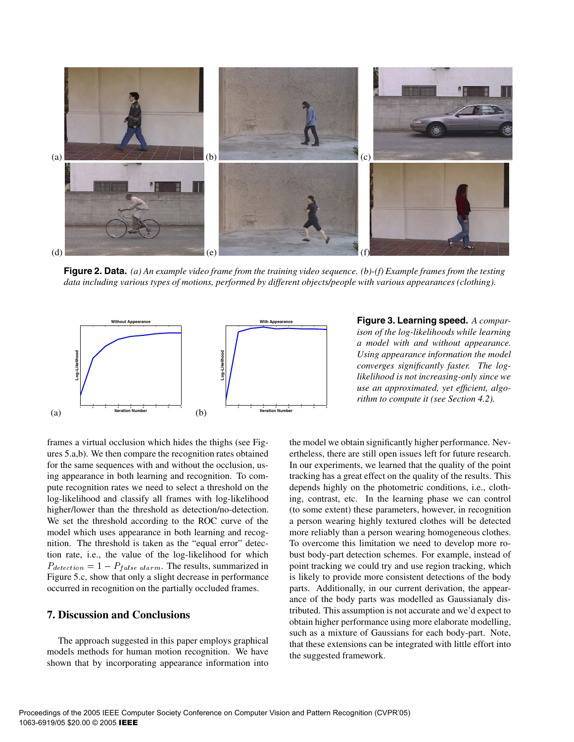(a) (b) (c)

(d) (e) (f)

**Figure 2. Data.** *(a) An example video frame from the training video sequence. (b)-(f) Example frames from the testing data including various types of motions, performed by different objects/people with various appearances (clothing).*

(a) (b)

**Figure 3. Learning speed.** *A comparison of the log-likelihoods while learning a model with and without appearance. Using appearance information the model converges significantly faster. The log-likelihood is not increasing-only since we use an approximated, yet efficient, algorithm to compute it (see Section 4.2).*

frames a virtual occlusion which hides the thighs (see Figures 5.a,b). We then compare the recognition rates obtained for the same sequences with and without the occlusion, using appearance in both learning and recognition. To compute recognition rates we need to select a threshold on the log-likelihood and classify all frames with log-likelihood higher/lower than the threshold as detection/no-detection. We set the threshold according to the ROC curve of the model which uses appearance in both learning and recognition. The threshold is taken as the "equal error" detection rate, i.e., the value of the log-likelihood for which $P_{detection} = 1 - P_{false\ alarm}$. The results, summarized in Figure 5.c, show that only a slight decrease in performance occurred in recognition on the partially occluded frames.

## 7. Discussion and Conclusions

The approach suggested in this paper employs graphical models methods for human motion recognition. We have shown that by incorporating appearance information into the model we obtain significantly higher performance. Nevertheless, there are still open issues left for future research. In our experiments, we learned that the quality of the point tracking has a great effect on the quality of the results. This depends highly on the photometric conditions, i.e., clothing, contrast, etc. In the learning phase we can control (to some extent) these parameters, however, in recognition a person wearing highly textured clothes will be detected more reliably than a person wearing homogeneous clothes. To overcome this limitation we need to develop more robust body-part detection schemes. For example, instead of point tracking we could try and use region tracking, which is likely to provide more consistent detections of the body parts. Additionally, in our current derivation, the appearance of the body parts was modelled as Gaussianaly distributed. This assumption is not accurate and we'd expect to obtain higher performance using more elaborate modelling, such as a mixture of Gaussians for each body-part. Note, that these extensions can be integrated with little effort into the suggested framework.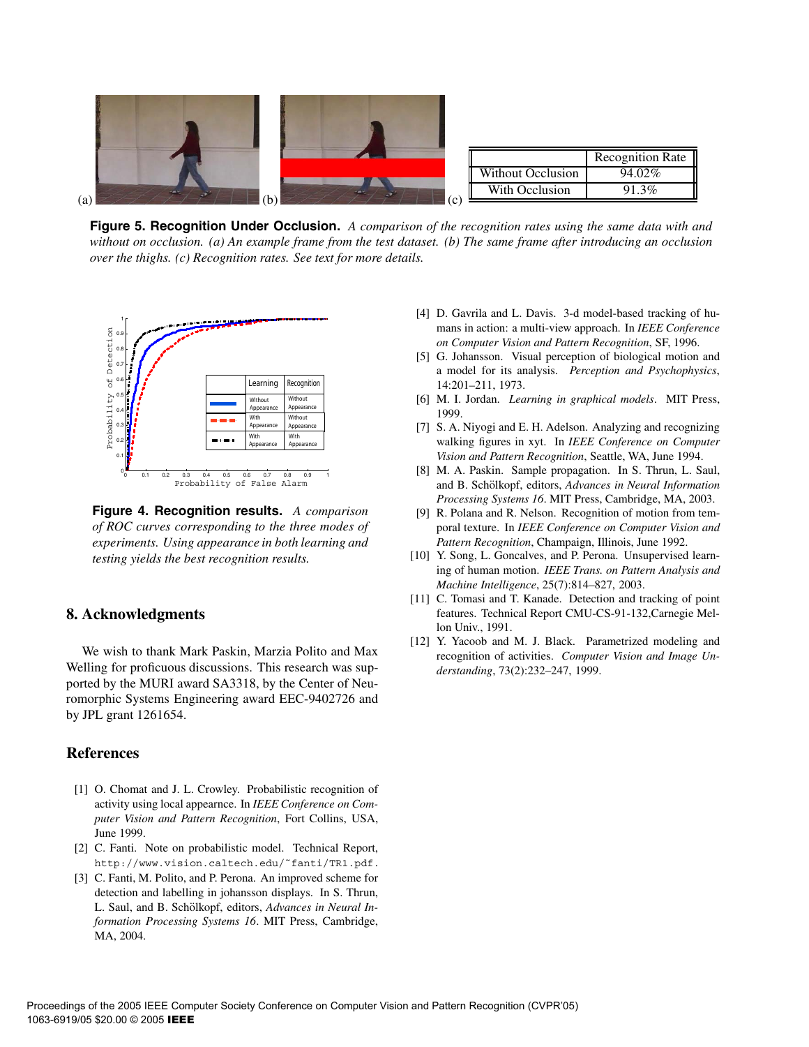(a) (b) (c)

|  | Recognition Rate |
|---|---|
| Without Occlusion | 94.02% |
| With Occlusion | 91.3% |

**Figure 5. Recognition Under Occlusion.** *A comparison of the recognition rates using the same data with and without on occlusion. (a) An example frame from the test dataset. (b) The same frame after introducing an occlusion over the thighs. (c) Recognition rates. See text for more details.*

Probability of Detection

Probability of False Alarm

0 0.1 0.2 0.3 0.4 0.5 0.6 0.7 0.8 0.9 1

Learning | Recognition

Without Appearance | Without Appearance

With Appearance | Without Appearance

With Appearance | With Appearance

**Figure 4. Recognition results.** *A comparison of ROC curves corresponding to the three modes of experiments. Using appearance in both learning and testing yields the best recognition results.*

## 8. Acknowledgments

We wish to thank Mark Paskin, Marzia Polito and Max Welling for proficuous discussions. This research was supported by the MURI award SA3318, by the Center of Neuromorphic Systems Engineering award EEC-9402726 and by JPL grant 1261654.

## References

[1] O. Chomat and J. L. Crowley. Probabilistic recognition of activity using local appearnce. In *IEEE Conference on Computer Vision and Pattern Recognition*, Fort Collins, USA, June 1999.

[2] C. Fanti. Note on probabilistic model. Technical Report, `http://www.vision.caltech.edu/~fanti/TR1.pdf`.

[3] C. Fanti, M. Polito, and P. Perona. An improved scheme for detection and labelling in johansson displays. In S. Thrun, L. Saul, and B. Schölkopf, editors, *Advances in Neural Information Processing Systems 16*. MIT Press, Cambridge, MA, 2004.

[4] D. Gavrila and L. Davis. 3-d model-based tracking of humans in action: a multi-view approach. In *IEEE Conference on Computer Vision and Pattern Recognition*, SF, 1996.

[5] G. Johansson. Visual perception of biological motion and a model for its analysis. *Perception and Psychophysics*, 14:201–211, 1973.

[6] M. I. Jordan. *Learning in graphical models*. MIT Press, 1999.

[7] S. A. Niyogi and E. H. Adelson. Analyzing and recognizing walking figures in xyt. In *IEEE Conference on Computer Vision and Pattern Recognition*, Seattle, WA, June 1994.

[8] M. A. Paskin. Sample propagation. In S. Thrun, L. Saul, and B. Schölkopf, editors, *Advances in Neural Information Processing Systems 16*. MIT Press, Cambridge, MA, 2003.

[9] R. Polana and R. Nelson. Recognition of motion from temporal texture. In *IEEE Conference on Computer Vision and Pattern Recognition*, Champaign, Illinois, June 1992.

[10] Y. Song, L. Goncalves, and P. Perona. Unsupervised learning of human motion. *IEEE Trans. on Pattern Analysis and Machine Intelligence*, 25(7):814–827, 2003.

[11] C. Tomasi and T. Kanade. Detection and tracking of point features. Technical Report CMU-CS-91-132,Carnegie Mellon Univ., 1991.

[12] Y. Yacoob and M. J. Black. Parametrized modeling and recognition of activities. *Computer Vision and Image Understanding*, 73(2):232–247, 1999.